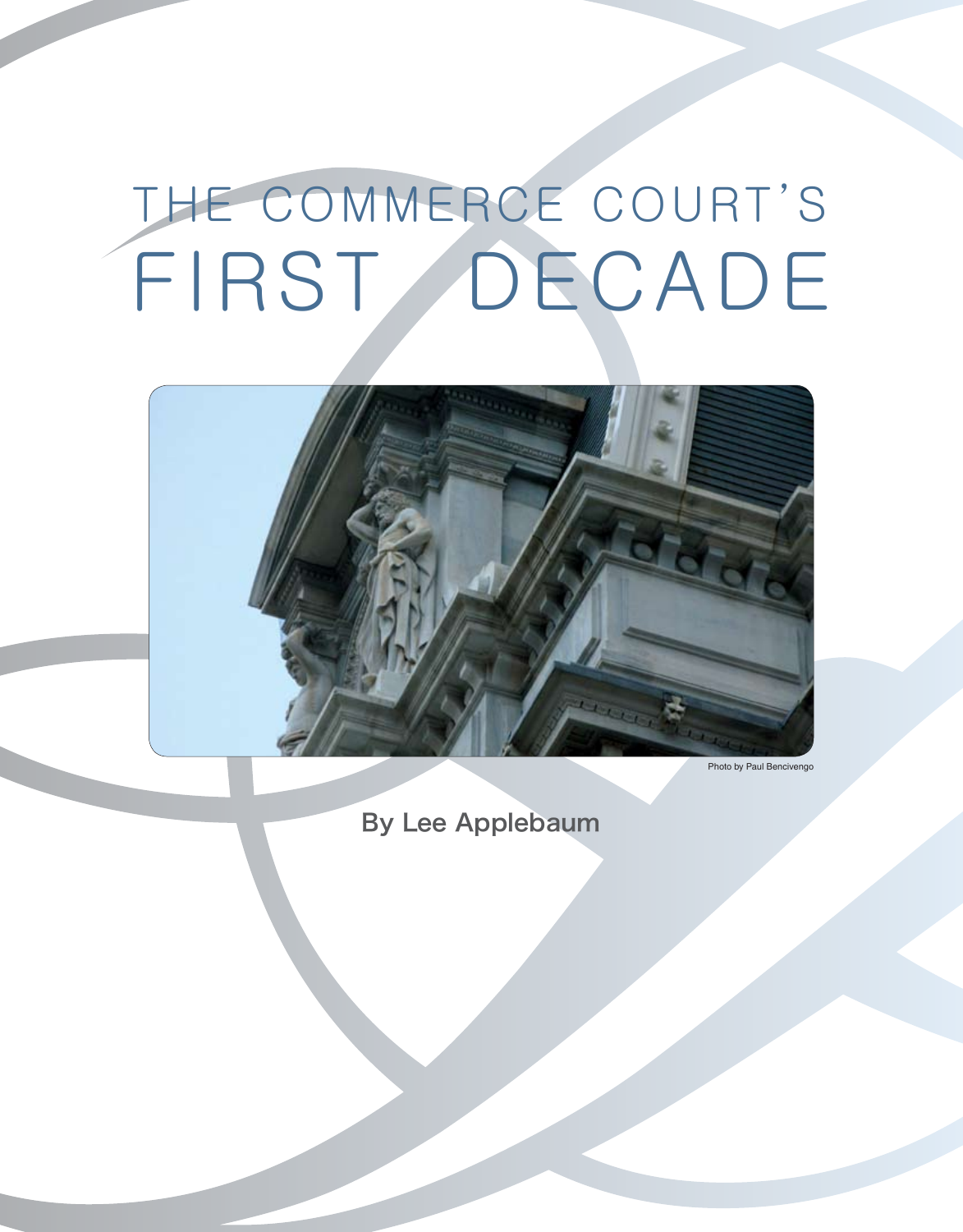# THE COMMERCE COURT'S FIRST DECADE

Photo by Paul Bencivengo

**By Lee Applebaum**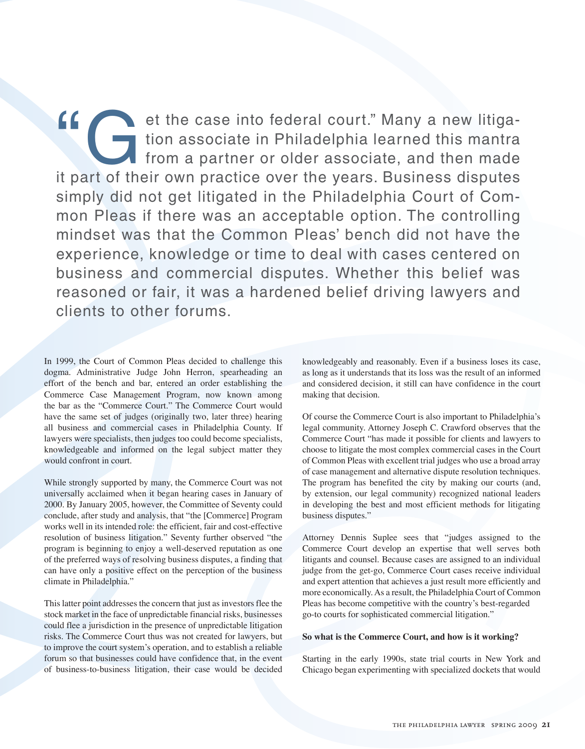"Get the case into federal court." Many a new litigation associate in Philadelphia learned this mantra from a partner or older associate, and then made it part of their own practice over the years. Business disputes simply did not get litigated in the Philadelphia Court of Common Pleas if there was an acceptable option. The controlling mindset was that the Common Pleas' bench did not have the experience, knowledge or time to deal with cases centered on business and commercial disputes. Whether this belief was reasoned or fair, it was a hardened belief driving lawyers and clients to other forums.

In 1999, the Court of Common Pleas decided to challenge this dogma. Administrative Judge John Herron, spearheading an effort of the bench and bar, entered an order establishing the Commerce Case Management Program, now known among the bar as the "Commerce Court." The Commerce Court would have the same set of judges (originally two, later three) hearing all business and commercial cases in Philadelphia County. If lawyers were specialists, then judges too could become specialists, knowledgeable and informed on the legal subject matter they would confront in court.

While strongly supported by many, the Commerce Court was not universally acclaimed when it began hearing cases in January of 2000. By January 2005, however, the Committee of Seventy could conclude, after study and analysis, that "the [Commerce] Program works well in its intended role: the efficient, fair and cost-effective resolution of business litigation." Seventy further observed "the program is beginning to enjoy a well-deserved reputation as one of the preferred ways of resolving business disputes, a finding that can have only a positive effect on the perception of the business climate in Philadelphia."

This latter point addresses the concern that just as investors flee the stock market in the face of unpredictable financial risks, businesses could flee a jurisdiction in the presence of unpredictable litigation risks. The Commerce Court thus was not created for lawyers, but to improve the court system's operation, and to establish a reliable forum so that businesses could have confidence that, in the event of business-to-business litigation, their case would be decided knowledgeably and reasonably. Even if a business loses its case, as long as it understands that its loss was the result of an informed and considered decision, it still can have confidence in the court making that decision.

Of course the Commerce Court is also important to Philadelphia's legal community. Attorney Joseph C. Crawford observes that the Commerce Court "has made it possible for clients and lawyers to choose to litigate the most complex commercial cases in the Court of Common Pleas with excellent trial judges who use a broad array of case management and alternative dispute resolution techniques. The program has benefited the city by making our courts (and, by extension, our legal community) recognized national leaders in developing the best and most efficient methods for litigating business disputes."

Attorney Dennis Suplee sees that "judges assigned to the Commerce Court develop an expertise that well serves both litigants and counsel. Because cases are assigned to an individual judge from the get-go, Commerce Court cases receive individual and expert attention that achieves a just result more efficiently and more economically. As a result, the Philadelphia Court of Common Pleas has become competitive with the country's best-regarded go-to courts for sophisticated commercial litigation."

**So what is the Commerce Court, and how is it working?**

Starting in the early 1990s, state trial courts in New York and Chicago began experimenting with specialized dockets that would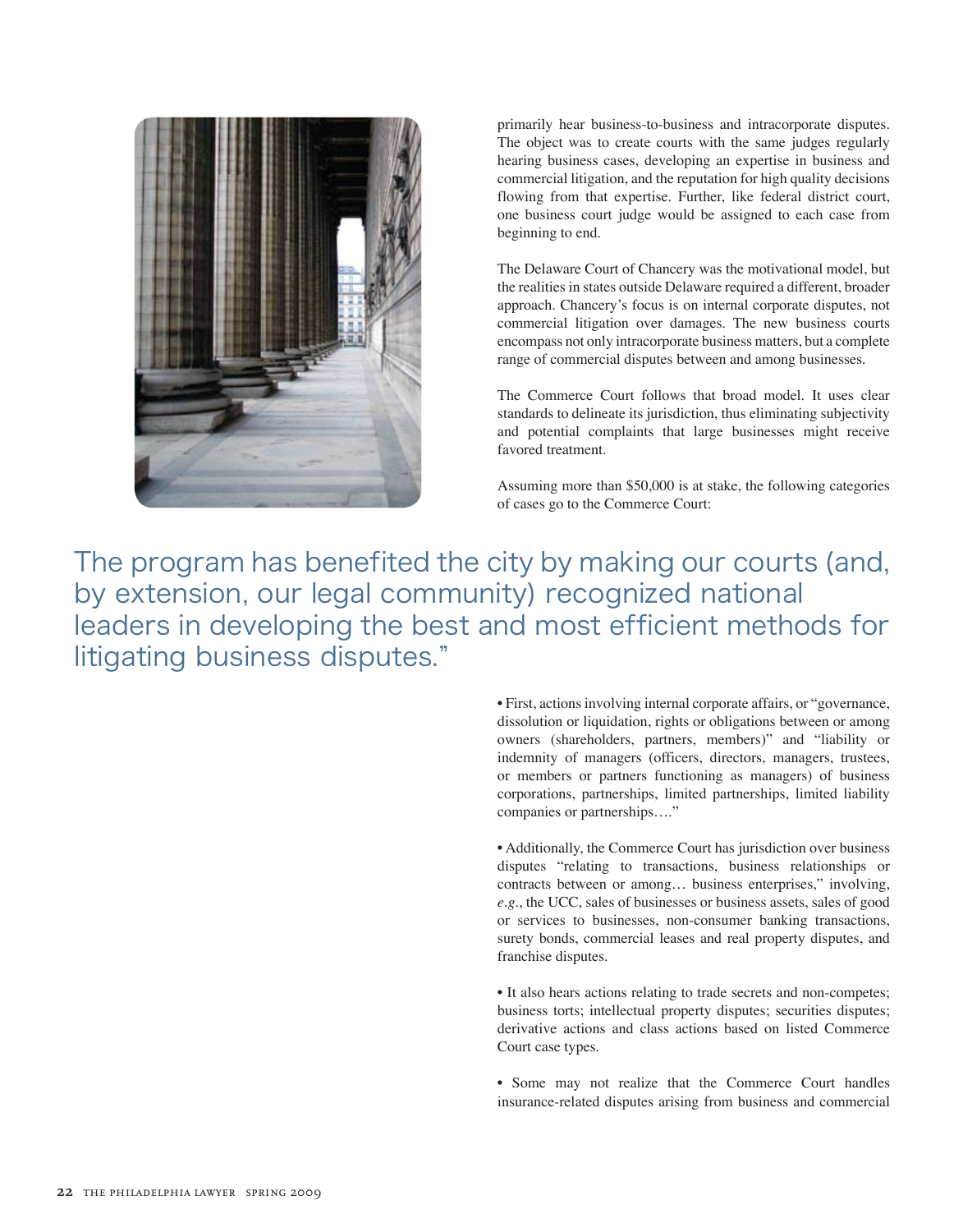primarily hear business-to-business and intracorporate disputes. The object was to create courts with the same judges regularly hearing business cases, developing an expertise in business and commercial litigation, and the reputation for high quality decisions flowing from that expertise. Further, like federal district court, one business court judge would be assigned to each case from beginning to end.

The Delaware Court of Chancery was the motivational model, but the realities in states outside Delaware required a different, broader approach. Chancery's focus is on internal corporate disputes, not commercial litigation over damages. The new business courts encompass not only intracorporate business matters, but a complete range of commercial disputes between and among businesses.

The Commerce Court follows that broad model. It uses clear standards to delineate its jurisdiction, thus eliminating subjectivity and potential complaints that large businesses might receive favored treatment.

Assuming more than $50,000 is at stake, the following categories of cases go to the Commerce Court:

> The program has benefited the city by making our courts (and, by extension, our legal community) recognized national leaders in developing the best and most efficient methods for litigating business disputes."

• First, actions involving internal corporate affairs, or "governance, dissolution or liquidation, rights or obligations between or among owners (shareholders, partners, members)" and "liability or indemnity of managers (officers, directors, managers, trustees, or members or partners functioning as managers) of business corporations, partnerships, limited partnerships, limited liability companies or partnerships…."

• Additionally, the Commerce Court has jurisdiction over business disputes "relating to transactions, business relationships or contracts between or among… business enterprises," involving, *e.g.*, the UCC, sales of businesses or business assets, sales of good or services to businesses, non-consumer banking transactions, surety bonds, commercial leases and real property disputes, and franchise disputes.

• It also hears actions relating to trade secrets and non-competes; business torts; intellectual property disputes; securities disputes; derivative actions and class actions based on listed Commerce Court case types.

• Some may not realize that the Commerce Court handles insurance-related disputes arising from business and commercial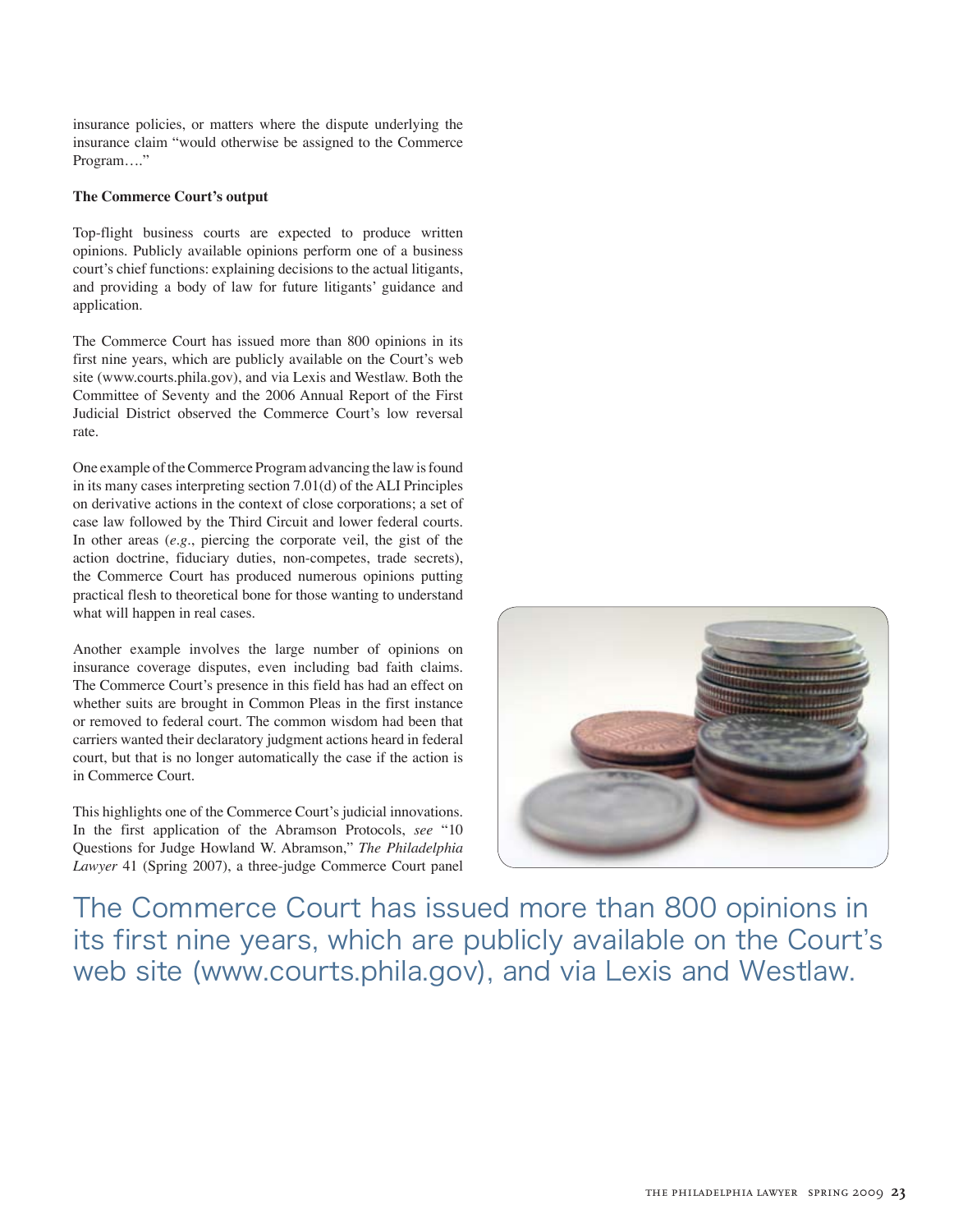insurance policies, or matters where the dispute underlying the insurance claim "would otherwise be assigned to the Commerce Program…."

**The Commerce Court's output**

Top-flight business courts are expected to produce written opinions. Publicly available opinions perform one of a business court's chief functions: explaining decisions to the actual litigants, and providing a body of law for future litigants' guidance and application.

The Commerce Court has issued more than 800 opinions in its first nine years, which are publicly available on the Court's web site (www.courts.phila.gov), and via Lexis and Westlaw. Both the Committee of Seventy and the 2006 Annual Report of the First Judicial District observed the Commerce Court's low reversal rate.

One example of the Commerce Program advancing the law is found in its many cases interpreting section 7.01(d) of the ALI Principles on derivative actions in the context of close corporations; a set of case law followed by the Third Circuit and lower federal courts. In other areas (*e.g.*, piercing the corporate veil, the gist of the action doctrine, fiduciary duties, non-competes, trade secrets), the Commerce Court has produced numerous opinions putting practical flesh to theoretical bone for those wanting to understand what will happen in real cases.

Another example involves the large number of opinions on insurance coverage disputes, even including bad faith claims. The Commerce Court's presence in this field has had an effect on whether suits are brought in Common Pleas in the first instance or removed to federal court. The common wisdom had been that carriers wanted their declaratory judgment actions heard in federal court, but that is no longer automatically the case if the action is in Commerce Court.

This highlights one of the Commerce Court's judicial innovations. In the first application of the Abramson Protocols, *see* "10 Questions for Judge Howland W. Abramson," *The Philadelphia Lawyer* 41 (Spring 2007), a three-judge Commerce Court panel

The Commerce Court has issued more than 800 opinions in its first nine years, which are publicly available on the Court's web site (www.courts.phila.gov), and via Lexis and Westlaw.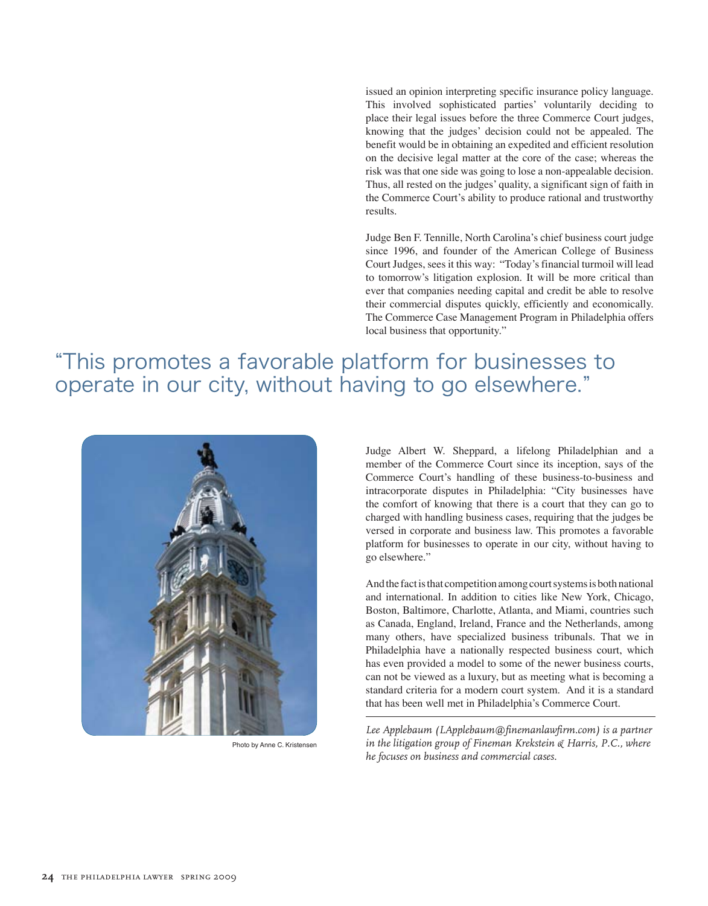issued an opinion interpreting specific insurance policy language. This involved sophisticated parties' voluntarily deciding to place their legal issues before the three Commerce Court judges, knowing that the judges' decision could not be appealed. The benefit would be in obtaining an expedited and efficient resolution on the decisive legal matter at the core of the case; whereas the risk was that one side was going to lose a non-appealable decision. Thus, all rested on the judges' quality, a significant sign of faith in the Commerce Court's ability to produce rational and trustworthy results.

Judge Ben F. Tennille, North Carolina's chief business court judge since 1996, and founder of the American College of Business Court Judges, sees it this way: "Today's financial turmoil will lead to tomorrow's litigation explosion. It will be more critical than ever that companies needing capital and credit be able to resolve their commercial disputes quickly, efficiently and economically. The Commerce Case Management Program in Philadelphia offers local business that opportunity."

## "This promotes a favorable platform for businesses to operate in our city, without having to go elsewhere."

Photo by Anne C. Kristensen

Judge Albert W. Sheppard, a lifelong Philadelphian and a member of the Commerce Court since its inception, says of the Commerce Court's handling of these business-to-business and intracorporate disputes in Philadelphia: "City businesses have the comfort of knowing that there is a court that they can go to charged with handling business cases, requiring that the judges be versed in corporate and business law. This promotes a favorable platform for businesses to operate in our city, without having to go elsewhere."

And the fact is that competition among court systems is both national and international. In addition to cities like New York, Chicago, Boston, Baltimore, Charlotte, Atlanta, and Miami, countries such as Canada, England, Ireland, France and the Netherlands, among many others, have specialized business tribunals. That we in Philadelphia have a nationally respected business court, which has even provided a model to some of the newer business courts, can not be viewed as a luxury, but as meeting what is becoming a standard criteria for a modern court system. And it is a standard that has been well met in Philadelphia's Commerce Court.

---

*Lee Applebaum (LApplebaum@finemanlawfirm.com) is a partner in the litigation group of Fineman Krekstein & Harris, P.C., where he focuses on business and commercial cases.*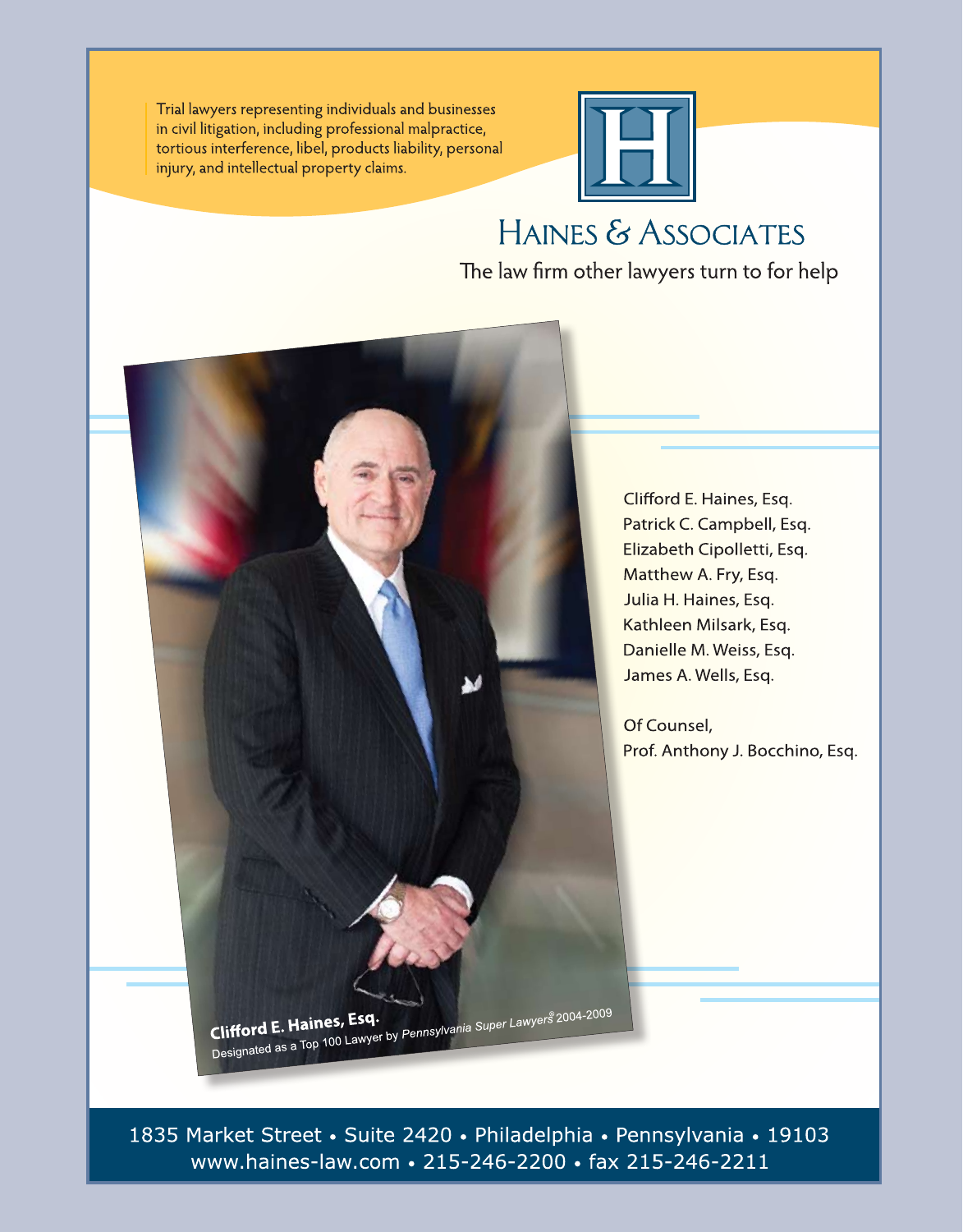Trial lawyers representing individuals and businesses in civil litigation, including professional malpractice, tortious interference, libel, products liability, personal injury, and intellectual property claims.

# Haines & Associates

The law firm other lawyers turn to for help

**Clifford E. Haines, Esq.**
Designated as a Top 100 Lawyer by *Pennsylvania Super Lawyers®* 2004-2009

Clifford E. Haines, Esq.
Patrick C. Campbell, Esq.
Elizabeth Cipolletti, Esq.
Matthew A. Fry, Esq.
Julia H. Haines, Esq.
Kathleen Milsark, Esq.
Danielle M. Weiss, Esq.
James A. Wells, Esq.

Of Counsel,
Prof. Anthony J. Bocchino, Esq.

1835 Market Street • Suite 2420 • Philadelphia • Pennsylvania • 19103
www.haines-law.com • 215-246-2200 • fax 215-246-2211